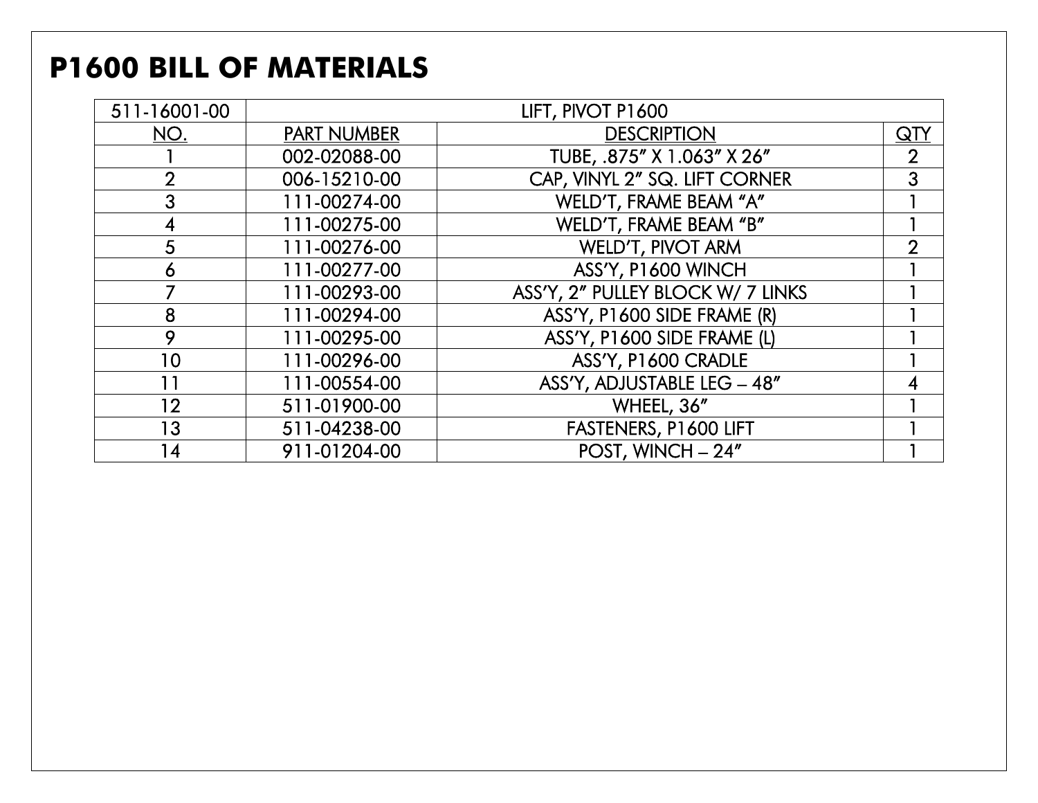# P1600 BILL OF MATERIALS

| 511-16001-00 | LIFT, PIVOT P1600 | | |
|---|---|---|---|
| NO. | PART NUMBER | DESCRIPTION | QTY |
| 1 | 002-02088-00 | TUBE, .875" X 1.063" X 26" | 2 |
| 2 | 006-15210-00 | CAP, VINYL 2" SQ. LIFT CORNER | 3 |
| 3 | 111-00274-00 | WELD'T, FRAME BEAM "A" | 1 |
| 4 | 111-00275-00 | WELD'T, FRAME BEAM "B" | 1 |
| 5 | 111-00276-00 | WELD'T, PIVOT ARM | 2 |
| 6 | 111-00277-00 | ASS'Y, P1600 WINCH | 1 |
| 7 | 111-00293-00 | ASS'Y, 2" PULLEY BLOCK W/ 7 LINKS | 1 |
| 8 | 111-00294-00 | ASS'Y, P1600 SIDE FRAME (R) | 1 |
| 9 | 111-00295-00 | ASS'Y, P1600 SIDE FRAME (L) | 1 |
| 10 | 111-00296-00 | ASS'Y, P1600 CRADLE | 1 |
| 11 | 111-00554-00 | ASS'Y, ADJUSTABLE LEG – 48" | 4 |
| 12 | 511-01900-00 | WHEEL, 36" | 1 |
| 13 | 511-04238-00 | FASTENERS, P1600 LIFT | 1 |
| 14 | 911-01204-00 | POST, WINCH – 24" | 1 |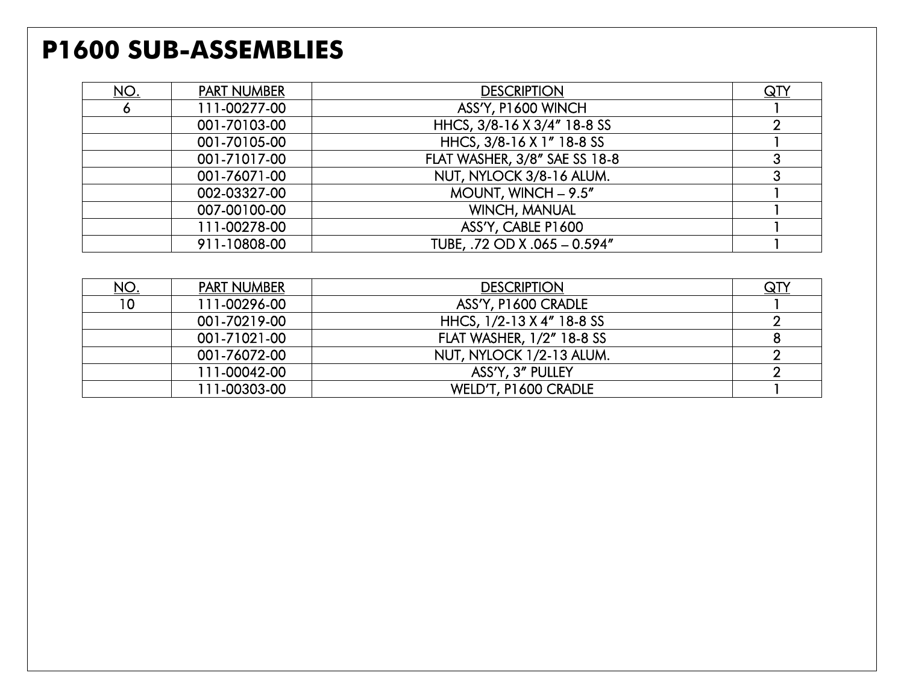# P1600 SUB-ASSEMBLIES

| NO. | PART NUMBER | DESCRIPTION | QTY |
|---|---|---|---|
| 6 | 111-00277-00 | ASS'Y, P1600 WINCH | 1 |
| | 001-70103-00 | HHCS, 3/8-16 X 3/4" 18-8 SS | 2 |
| | 001-70105-00 | HHCS, 3/8-16 X 1" 18-8 SS | 1 |
| | 001-71017-00 | FLAT WASHER, 3/8" SAE SS 18-8 | 3 |
| | 001-76071-00 | NUT, NYLOCK 3/8-16 ALUM. | 3 |
| | 002-03327-00 | MOUNT, WINCH – 9.5" | 1 |
| | 007-00100-00 | WINCH, MANUAL | 1 |
| | 111-00278-00 | ASS'Y, CABLE P1600 | 1 |
| | 911-10808-00 | TUBE, .72 OD X .065 – 0.594" | 1 |

| NO. | PART NUMBER | DESCRIPTION | QTY |
|---|---|---|---|
| 10 | 111-00296-00 | ASS'Y, P1600 CRADLE | 1 |
| | 001-70219-00 | HHCS, 1/2-13 X 4" 18-8 SS | 2 |
| | 001-71021-00 | FLAT WASHER, 1/2" 18-8 SS | 8 |
| | 001-76072-00 | NUT, NYLOCK 1/2-13 ALUM. | 2 |
| | 111-00042-00 | ASS'Y, 3" PULLEY | 2 |
| | 111-00303-00 | WELD'T, P1600 CRADLE | 1 |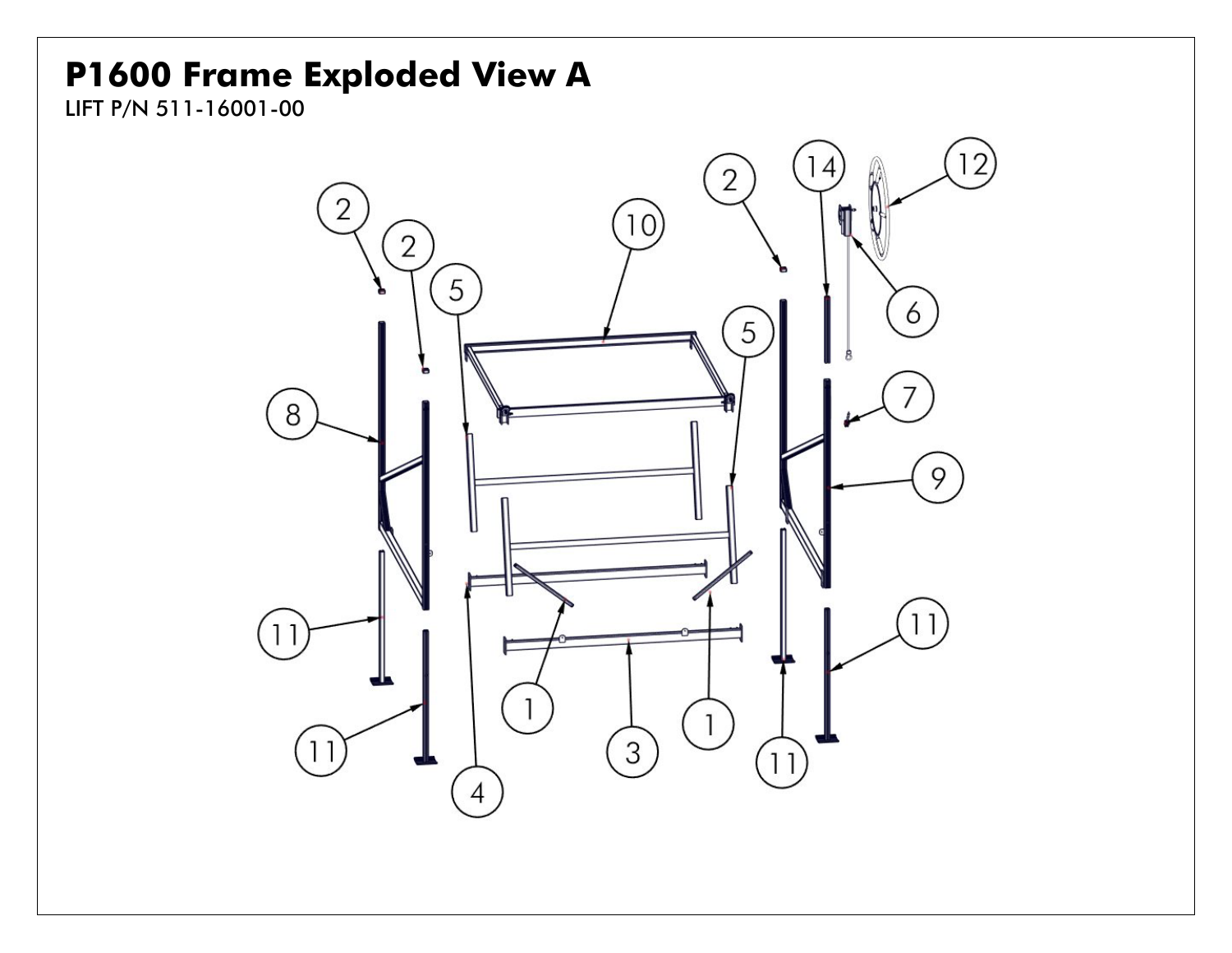# P1600 Frame Exploded View A

LIFT P/N 511-16001-00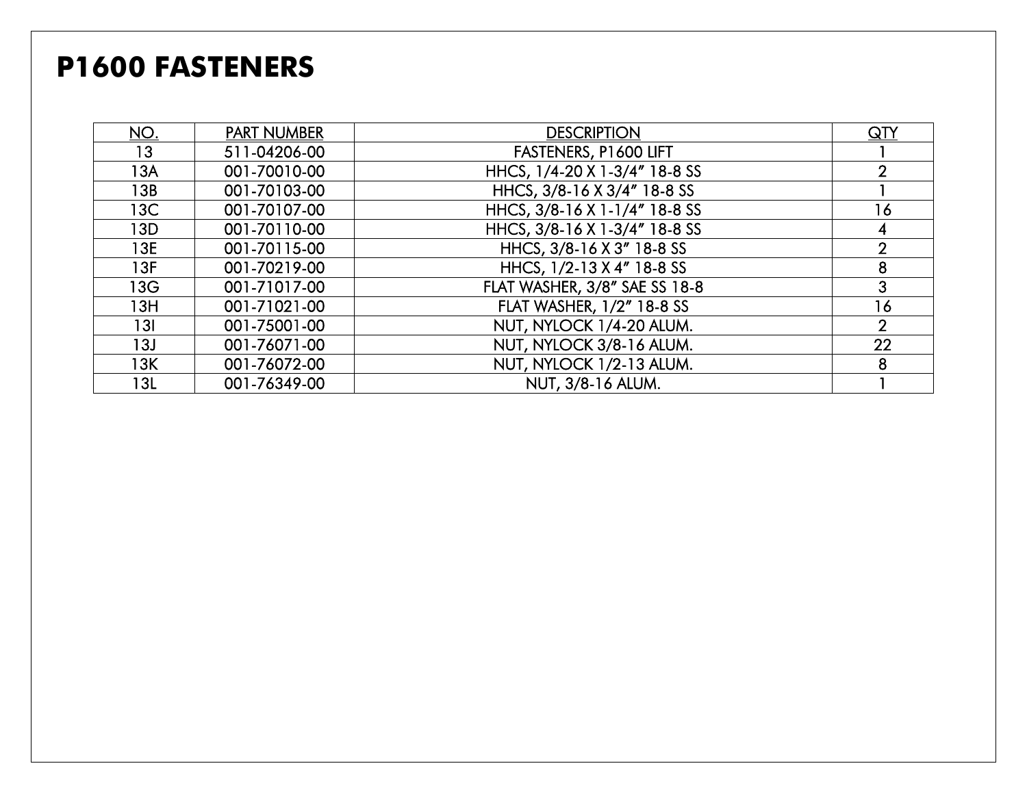# P1600 FASTENERS

| NO. | PART NUMBER | DESCRIPTION | QTY |
|---|---|---|---|
| 13 | 511-04206-00 | FASTENERS, P1600 LIFT | 1 |
| 13A | 001-70010-00 | HHCS, 1/4-20 X 1-3/4" 18-8 SS | 2 |
| 13B | 001-70103-00 | HHCS, 3/8-16 X 3/4" 18-8 SS | 1 |
| 13C | 001-70107-00 | HHCS, 3/8-16 X 1-1/4" 18-8 SS | 16 |
| 13D | 001-70110-00 | HHCS, 3/8-16 X 1-3/4" 18-8 SS | 4 |
| 13E | 001-70115-00 | HHCS, 3/8-16 X 3" 18-8 SS | 2 |
| 13F | 001-70219-00 | HHCS, 1/2-13 X 4" 18-8 SS | 8 |
| 13G | 001-71017-00 | FLAT WASHER, 3/8" SAE SS 18-8 | 3 |
| 13H | 001-71021-00 | FLAT WASHER, 1/2" 18-8 SS | 16 |
| 13I | 001-75001-00 | NUT, NYLOCK 1/4-20 ALUM. | 2 |
| 13J | 001-76071-00 | NUT, NYLOCK 3/8-16 ALUM. | 22 |
| 13K | 001-76072-00 | NUT, NYLOCK 1/2-13 ALUM. | 8 |
| 13L | 001-76349-00 | NUT, 3/8-16 ALUM. | 1 |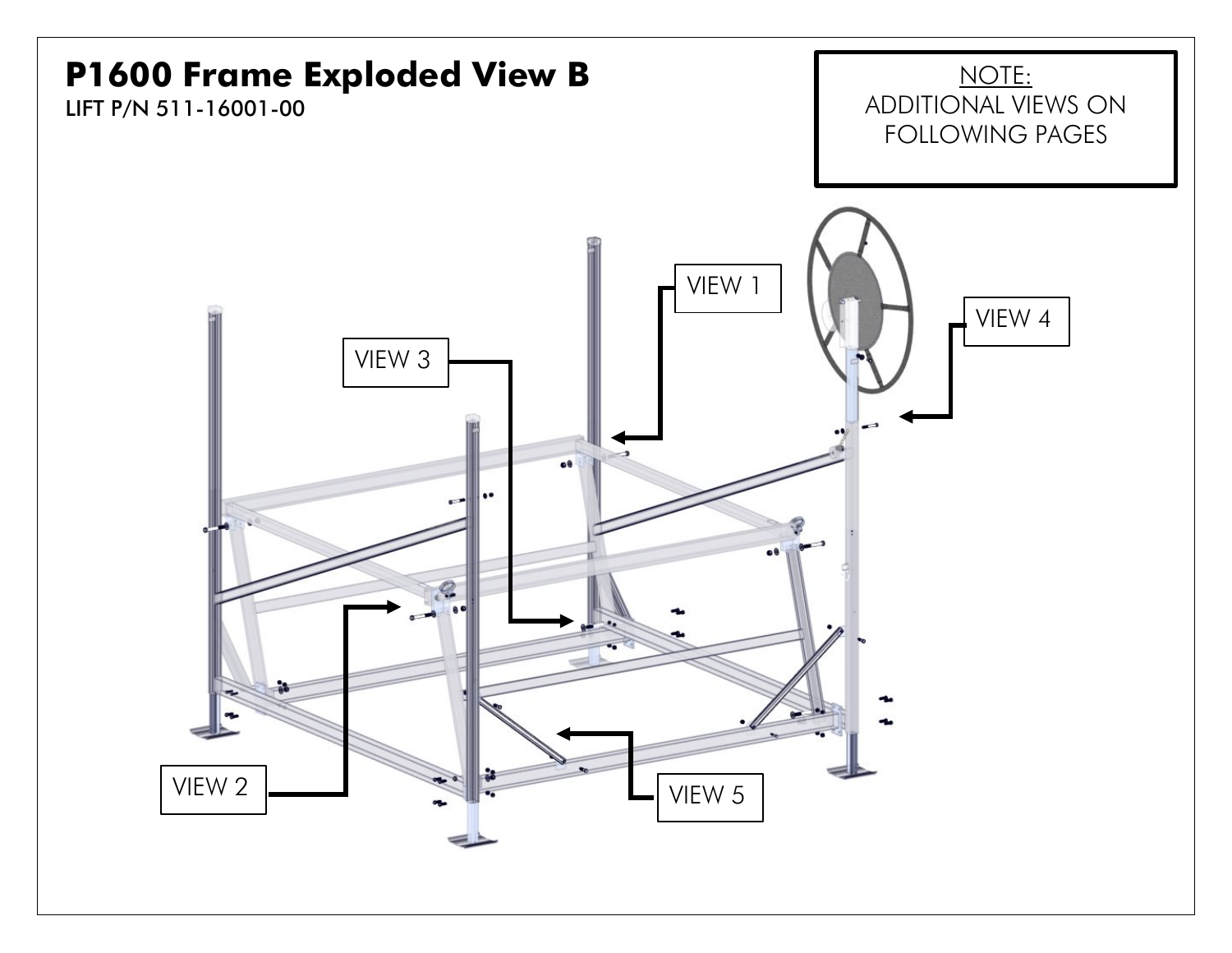# P1600 Frame Exploded View B

LIFT P/N 511-16001-00

NOTE:
ADDITIONAL VIEWS ON FOLLOWING PAGES

VIEW 1

VIEW 2

VIEW 3

VIEW 4

VIEW 5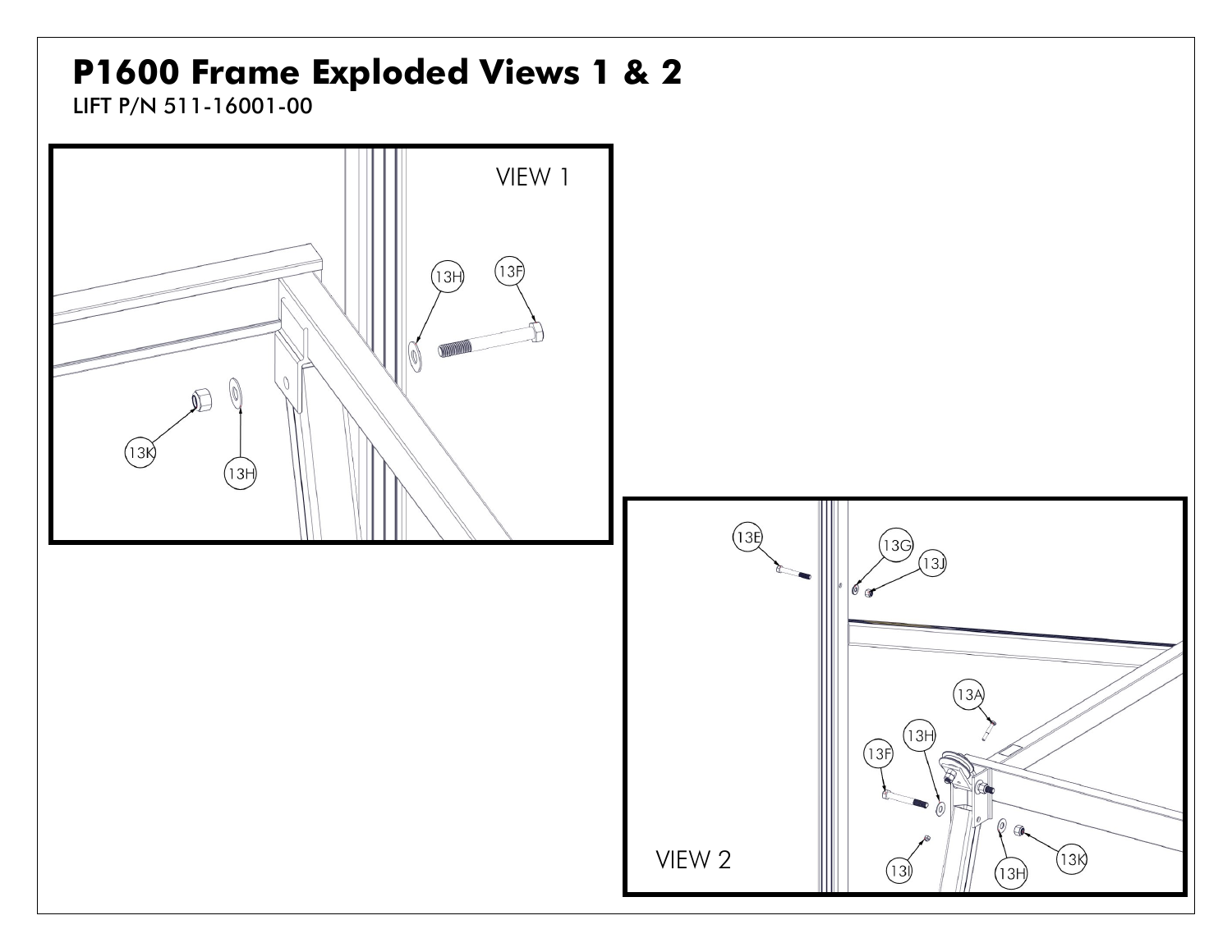# P1600 Frame Exploded Views 1 & 2

LIFT P/N 511-16001-00

VIEW 1

13H 13F 13K 13H

VIEW 2

13E 13G 13J 13A 13H 13F 13I 13H 13K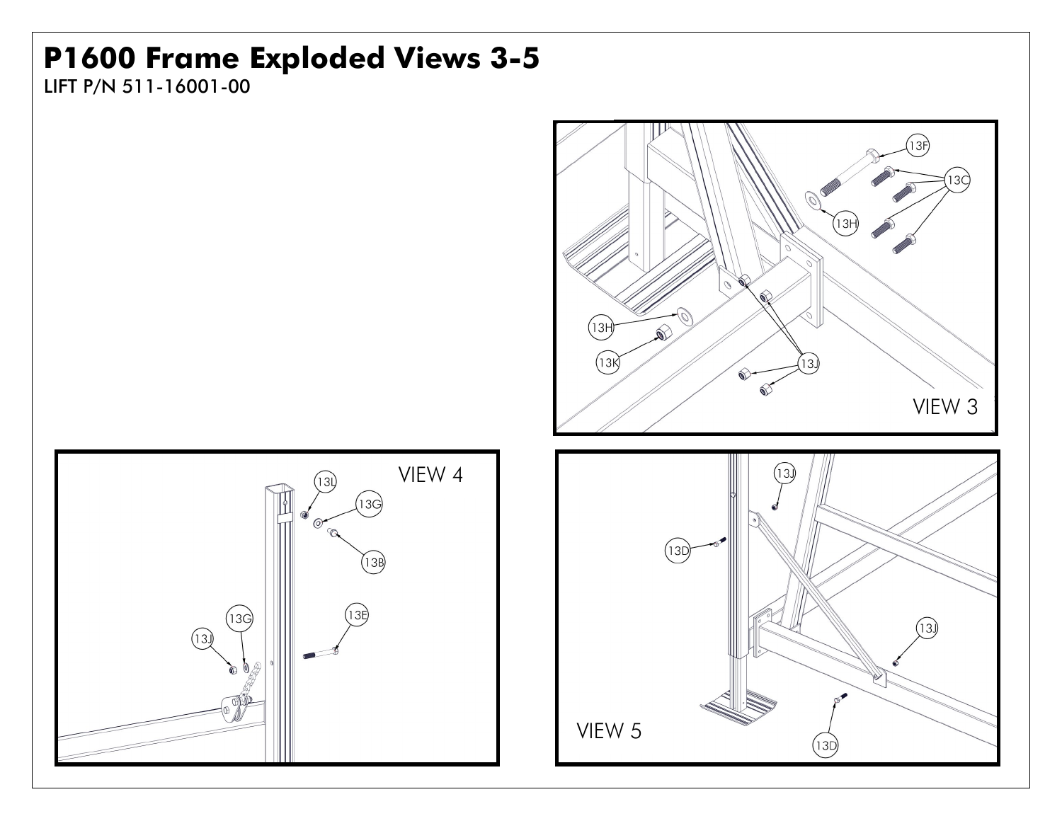# P1600 Frame Exploded Views 3-5

LIFT P/N 511-16001-00

13F
13C
13H
13H
13K
13J
VIEW 3

VIEW 4
13L
13G
13B
13E
13G
13J

13J
13D
13J
13D
VIEW 5